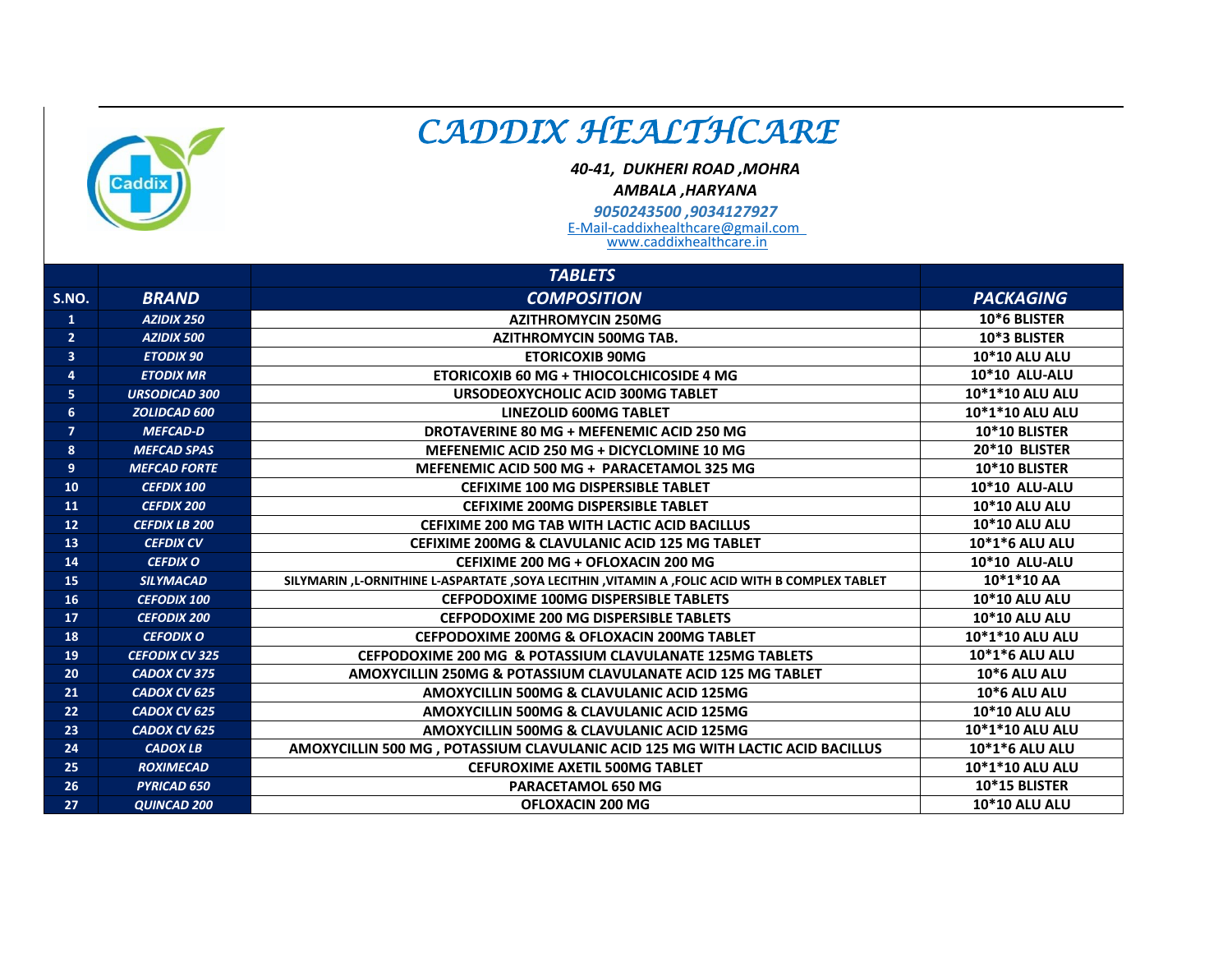# CADDIX HEALTHCARE

*40-41, DUKHERI ROAD ,MOHRA*
*AMBALA ,HARYANA*
*9050243500 ,9034127927*
E-Mail-caddixhealthcare@gmail.com
www.caddixhealthcare.in

| | | TABLETS | |
|---|---|---|---|
| S.NO. | BRAND | COMPOSITION | PACKAGING |
| 1 | AZIDIX 250 | AZITHROMYCIN 250MG | 10*6 BLISTER |
| 2 | AZIDIX 500 | AZITHROMYCIN 500MG TAB. | 10*3 BLISTER |
| 3 | ETODIX 90 | ETORICOXIB 90MG | 10*10 ALU ALU |
| 4 | ETODIX MR | ETORICOXIB 60 MG + THIOCOLCHICOSIDE 4 MG | 10*10 ALU-ALU |
| 5 | URSODICAD 300 | URSODEOXYCHOLIC ACID 300MG TABLET | 10*1*10 ALU ALU |
| 6 | ZOLIDCAD 600 | LINEZOLID 600MG TABLET | 10*1*10 ALU ALU |
| 7 | MEFCAD-D | DROTAVERINE 80 MG + MEFENEMIC ACID 250 MG | 10*10 BLISTER |
| 8 | MEFCAD SPAS | MEFENEMIC ACID 250 MG + DICYCLOMINE 10 MG | 20*10 BLISTER |
| 9 | MEFCAD FORTE | MEFENEMIC ACID 500 MG + PARACETAMOL 325 MG | 10*10 BLISTER |
| 10 | CEFDIX 100 | CEFIXIME 100 MG DISPERSIBLE TABLET | 10*10 ALU-ALU |
| 11 | CEFDIX 200 | CEFIXIME 200MG DISPERSIBLE TABLET | 10*10 ALU ALU |
| 12 | CEFDIX LB 200 | CEFIXIME 200 MG TAB WITH LACTIC ACID BACILLUS | 10*10 ALU ALU |
| 13 | CEFDIX CV | CEFIXIME 200MG & CLAVULANIC ACID 125 MG TABLET | 10*1*6 ALU ALU |
| 14 | CEFDIX O | CEFIXIME 200 MG + OFLOXACIN 200 MG | 10*10 ALU-ALU |
| 15 | SILYMACAD | SILYMARIN ,L-ORNITHINE L-ASPARTATE ,SOYA LECITHIN ,VITAMIN A ,FOLIC ACID WITH B COMPLEX TABLET | 10*1*10 AA |
| 16 | CEFODIX 100 | CEFPODOXIME 100MG DISPERSIBLE TABLETS | 10*10 ALU ALU |
| 17 | CEFODIX 200 | CEFPODOXIME 200 MG DISPERSIBLE TABLETS | 10*10 ALU ALU |
| 18 | CEFODIX O | CEFPODOXIME 200MG & OFLOXACIN 200MG TABLET | 10*1*10 ALU ALU |
| 19 | CEFODIX CV 325 | CEFPODOXIME 200 MG & POTASSIUM CLAVULANATE 125MG TABLETS | 10*1*6 ALU ALU |
| 20 | CADOX CV 375 | AMOXYCILLIN 250MG & POTASSIUM CLAVULANATE ACID 125 MG TABLET | 10*6 ALU ALU |
| 21 | CADOX CV 625 | AMOXYCILLIN 500MG & CLAVULANIC ACID 125MG | 10*6 ALU ALU |
| 22 | CADOX CV 625 | AMOXYCILLIN 500MG & CLAVULANIC ACID 125MG | 10*10 ALU ALU |
| 23 | CADOX CV 625 | AMOXYCILLIN 500MG & CLAVULANIC ACID 125MG | 10*1*10 ALU ALU |
| 24 | CADOX LB | AMOXYCILLIN 500 MG , POTASSIUM CLAVULANIC ACID 125 MG WITH LACTIC ACID BACILLUS | 10*1*6 ALU ALU |
| 25 | ROXIMECAD | CEFUROXIME AXETIL 500MG TABLET | 10*1*10 ALU ALU |
| 26 | PYRICAD 650 | PARACETAMOL 650 MG | 10*15 BLISTER |
| 27 | QUINCAD 200 | OFLOXACIN 200 MG | 10*10 ALU ALU |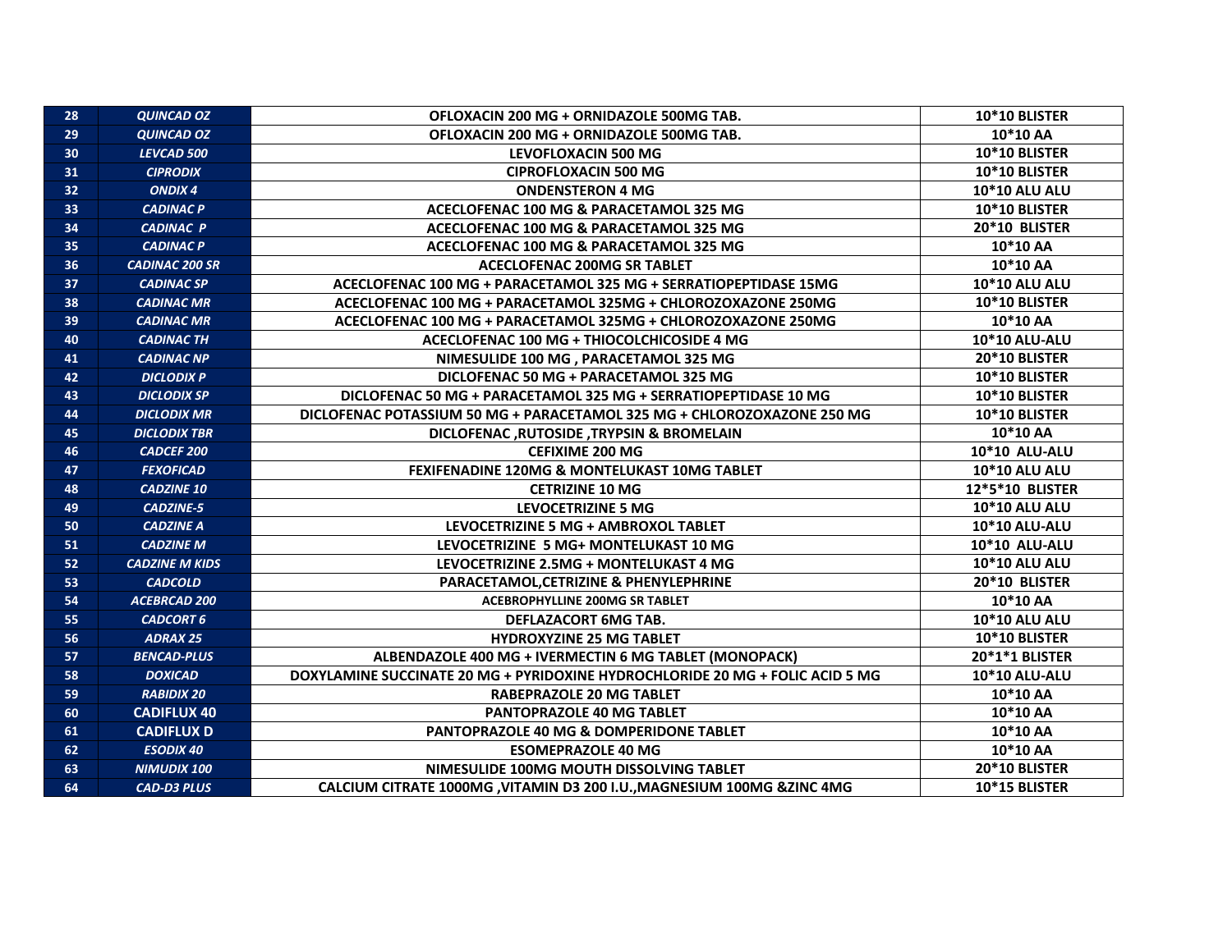| 28 | QUINCAD OZ | OFLOXACIN 200 MG + ORNIDAZOLE 500MG TAB. | 10*10 BLISTER |
|---|---|---|---|
| 29 | QUINCAD OZ | OFLOXACIN 200 MG + ORNIDAZOLE 500MG TAB. | 10*10 AA |
| 30 | LEVCAD 500 | LEVOFLOXACIN 500 MG | 10*10 BLISTER |
| 31 | CIPRODIX | CIPROFLOXACIN 500 MG | 10*10 BLISTER |
| 32 | ONDIX 4 | ONDENSTERON 4 MG | 10*10 ALU ALU |
| 33 | CADINAC P | ACECLOFENAC 100 MG & PARACETAMOL 325 MG | 10*10 BLISTER |
| 34 | CADINAC P | ACECLOFENAC 100 MG & PARACETAMOL 325 MG | 20*10 BLISTER |
| 35 | CADINAC P | ACECLOFENAC 100 MG & PARACETAMOL 325 MG | 10*10 AA |
| 36 | CADINAC 200 SR | ACECLOFENAC 200MG SR TABLET | 10*10 AA |
| 37 | CADINAC SP | ACECLOFENAC 100 MG + PARACETAMOL 325 MG + SERRATIOPEPTIDASE 15MG | 10*10 ALU ALU |
| 38 | CADINAC MR | ACECLOFENAC 100 MG + PARACETAMOL 325MG + CHLOROZOXAZONE 250MG | 10*10 BLISTER |
| 39 | CADINAC MR | ACECLOFENAC 100 MG + PARACETAMOL 325MG + CHLOROZOXAZONE 250MG | 10*10 AA |
| 40 | CADINAC TH | ACECLOFENAC 100 MG + THIOCOLCHICOSIDE 4 MG | 10*10 ALU-ALU |
| 41 | CADINAC NP | NIMESULIDE 100 MG , PARACETAMOL 325 MG | 20*10 BLISTER |
| 42 | DICLODIX P | DICLOFENAC 50 MG + PARACETAMOL 325 MG | 10*10 BLISTER |
| 43 | DICLODIX SP | DICLOFENAC 50 MG + PARACETAMOL 325 MG + SERRATIOPEPTIDASE 10 MG | 10*10 BLISTER |
| 44 | DICLODIX MR | DICLOFENAC POTASSIUM 50 MG + PARACETAMOL 325 MG + CHLOROZOXAZONE 250 MG | 10*10 BLISTER |
| 45 | DICLODIX TBR | DICLOFENAC ,RUTOSIDE ,TRYPSIN & BROMELAIN | 10*10 AA |
| 46 | CADCEF 200 | CEFIXIME 200 MG | 10*10 ALU-ALU |
| 47 | FEXOFICAD | FEXIFENADINE 120MG & MONTELUKAST 10MG TABLET | 10*10 ALU ALU |
| 48 | CADZINE 10 | CETRIZINE 10 MG | 12*5*10 BLISTER |
| 49 | CADZINE-5 | LEVOCETRIZINE 5 MG | 10*10 ALU ALU |
| 50 | CADZINE A | LEVOCETRIZINE 5 MG + AMBROXOL TABLET | 10*10 ALU-ALU |
| 51 | CADZINE M | LEVOCETRIZINE 5 MG+ MONTELUKAST 10 MG | 10*10 ALU-ALU |
| 52 | CADZINE M KIDS | LEVOCETRIZINE 2.5MG + MONTELUKAST 4 MG | 10*10 ALU ALU |
| 53 | CADCOLD | PARACETAMOL,CETRIZINE & PHENYLEPHRINE | 20*10 BLISTER |
| 54 | ACEBRCAD 200 | ACEBROPHYLLINE 200MG SR TABLET | 10*10 AA |
| 55 | CADCORT 6 | DEFLAZACORT 6MG TAB. | 10*10 ALU ALU |
| 56 | ADRAX 25 | HYDROXYZINE 25 MG TABLET | 10*10 BLISTER |
| 57 | BENCAD-PLUS | ALBENDAZOLE 400 MG + IVERMECTIN 6 MG TABLET (MONOPACK) | 20*1*1 BLISTER |
| 58 | DOXICAD | DOXYLAMINE SUCCINATE 20 MG + PYRIDOXINE HYDROCHLORIDE 20 MG + FOLIC ACID 5 MG | 10*10 ALU-ALU |
| 59 | RABIDIX 20 | RABEPRAZOLE 20 MG TABLET | 10*10 AA |
| 60 | CADIFLUX 40 | PANTOPRAZOLE 40 MG TABLET | 10*10 AA |
| 61 | CADIFLUX D | PANTOPRAZOLE 40 MG & DOMPERIDONE TABLET | 10*10 AA |
| 62 | ESODIX 40 | ESOMEPRAZOLE 40 MG | 10*10 AA |
| 63 | NIMUDIX 100 | NIMESULIDE 100MG MOUTH DISSOLVING TABLET | 20*10 BLISTER |
| 64 | CAD-D3 PLUS | CALCIUM CITRATE 1000MG ,VITAMIN D3 200 I.U.,MAGNESIUM 100MG &ZINC 4MG | 10*15 BLISTER |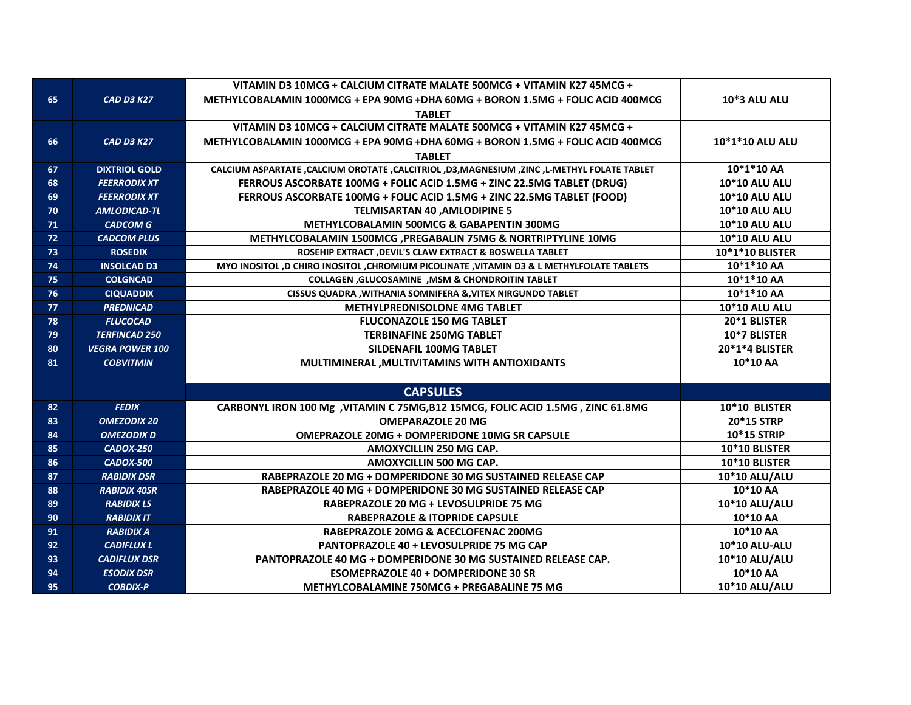| | | | |
|---|---|---|---|
| 65 | *CAD D3 K27* | VITAMIN D3 10MCG + CALCIUM CITRATE MALATE 500MCG + VITAMIN K27 45MCG + METHYLCOBALAMIN 1000MCG + EPA 90MG +DHA 60MG + BORON 1.5MG + FOLIC ACID 400MCG TABLET | 10*3 ALU ALU |
| 66 | *CAD D3 K27* | VITAMIN D3 10MCG + CALCIUM CITRATE MALATE 500MCG + VITAMIN K27 45MCG + METHYLCOBALAMIN 1000MCG + EPA 90MG +DHA 60MG + BORON 1.5MG + FOLIC ACID 400MCG TABLET | 10*1*10 ALU ALU |
| 67 | DIXTRIOL GOLD | CALCIUM ASPARTATE ,CALCIUM OROTATE ,CALCITRIOL ,D3,MAGNESIUM ,ZINC ,L-METHYL FOLATE TABLET | 10*1*10 AA |
| 68 | *FEERRODIX XT* | FERROUS ASCORBATE 100MG + FOLIC ACID 1.5MG + ZINC 22.5MG TABLET (DRUG) | 10*10 ALU ALU |
| 69 | *FEERRODIX XT* | FERROUS ASCORBATE 100MG + FOLIC ACID 1.5MG + ZINC 22.5MG TABLET (FOOD) | 10*10 ALU ALU |
| 70 | *AMLODICAD-TL* | TELMISARTAN 40 ,AMLODIPINE 5 | 10*10 ALU ALU |
| 71 | *CADCOM G* | METHYLCOBALAMIN 500MCG & GABAPENTIN 300MG | 10*10 ALU ALU |
| 72 | *CADCOM PLUS* | METHYLCOBALAMIN 1500MCG ,PREGABALIN 75MG & NORTRIPTYLINE 10MG | 10*10 ALU ALU |
| 73 | ROSEDIX | ROSEHIP EXTRACT ,DEVIL'S CLAW EXTRACT & BOSWELLA TABLET | 10*1*10 BLISTER |
| 74 | INSOLCAD D3 | MYO INOSITOL ,D CHIRO INOSITOL ,CHROMIUM PICOLINATE ,VITAMIN D3 & L METHYLFOLATE TABLETS | 10*1*10 AA |
| 75 | COLGNCAD | COLLAGEN ,GLUCOSAMINE ,MSM & CHONDROITIN TABLET | 10*1*10 AA |
| 76 | CIQUADDIX | CISSUS QUADRA ,WITHANIA SOMNIFERA &,VITEX NIRGUNDO TABLET | 10*1*10 AA |
| 77 | *PREDNICAD* | METHYLPREDNISOLONE 4MG TABLET | 10*10 ALU ALU |
| 78 | *FLUCOCAD* | FLUCONAZOLE 150 MG TABLET | 20*1 BLISTER |
| 79 | *TERFINCAD 250* | TERBINAFINE 250MG TABLET | 10*7 BLISTER |
| 80 | *VEGRA POWER 100* | SILDENAFIL 100MG TABLET | 20*1*4 BLISTER |
| 81 | *COBVITMIN* | MULTIMINERAL ,MULTIVITAMINS WITH ANTIOXIDANTS | 10*10 AA |
| | | | |
| | | **CAPSULES** | |
| 82 | *FEDIX* | CARBONYL IRON 100 Mg ,VITAMIN C 75MG,B12 15MCG, FOLIC ACID 1.5MG , ZINC 61.8MG | 10*10 BLISTER |
| 83 | *OMEZODIX 20* | OMEPARAZOLE 20 MG | 20*15 STRP |
| 84 | *OMEZODIX D* | OMEPRAZOLE 20MG + DOMPERIDONE 10MG SR CAPSULE | 10*15 STRIP |
| 85 | *CADOX-250* | AMOXYCILLIN 250 MG CAP. | 10*10 BLISTER |
| 86 | *CADOX-500* | AMOXYCILLIN 500 MG CAP. | 10*10 BLISTER |
| 87 | *RABIDIX DSR* | RABEPRAZOLE 20 MG + DOMPERIDONE 30 MG SUSTAINED RELEASE CAP | 10*10 ALU/ALU |
| 88 | *RABIDIX 40SR* | RABEPRAZOLE 40 MG + DOMPERIDONE 30 MG SUSTAINED RELEASE CAP | 10*10 AA |
| 89 | *RABIDIX LS* | RABEPRAZOLE 20 MG + LEVOSULPRIDE 75 MG | 10*10 ALU/ALU |
| 90 | *RABIDIX IT* | RABEPRAZOLE & ITOPRIDE CAPSULE | 10*10 AA |
| 91 | *RABIDIX A* | RABEPRAZOLE 20MG & ACECLOFENAC 200MG | 10*10 AA |
| 92 | *CADIFLUX L* | PANTOPRAZOLE 40 + LEVOSULPRIDE 75 MG CAP | 10*10 ALU-ALU |
| 93 | *CADIFLUX DSR* | PANTOPRAZOLE 40 MG + DOMPERIDONE 30 MG SUSTAINED RELEASE CAP. | 10*10 ALU/ALU |
| 94 | *ESODIX DSR* | ESOMEPRAZOLE 40 + DOMPERIDONE 30 SR | 10*10 AA |
| 95 | *COBDIX-P* | METHYLCOBALAMINE 750MCG + PREGABALINE 75 MG | 10*10 ALU/ALU |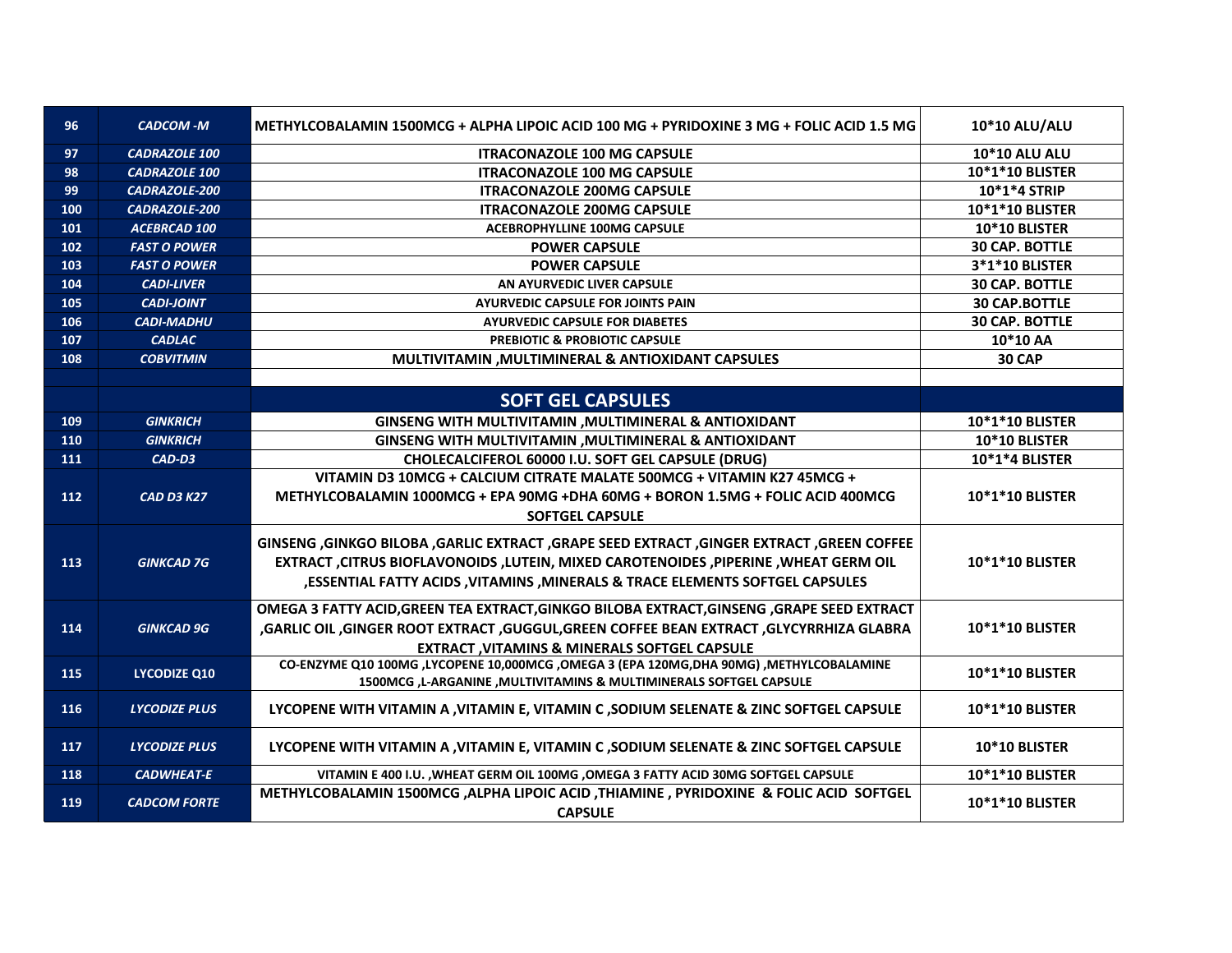| 96 | *CADCOM -M* | METHYLCOBALAMIN 1500MCG + ALPHA LIPOIC ACID 100 MG + PYRIDOXINE 3 MG + FOLIC ACID 1.5 MG | 10*10 ALU/ALU |
|---|---|---|---|
| 97 | *CADRAZOLE 100* | ITRACONAZOLE 100 MG CAPSULE | 10*10 ALU ALU |
| 98 | *CADRAZOLE 100* | ITRACONAZOLE 100 MG CAPSULE | 10*1*10 BLISTER |
| 99 | *CADRAZOLE-200* | ITRACONAZOLE 200MG CAPSULE | 10*1*4 STRIP |
| 100 | *CADRAZOLE-200* | ITRACONAZOLE 200MG CAPSULE | 10*1*10 BLISTER |
| 101 | *ACEBRCAD 100* | ACEBROPHYLLINE 100MG CAPSULE | 10*10 BLISTER |
| 102 | *FAST O POWER* | POWER CAPSULE | 30 CAP. BOTTLE |
| 103 | *FAST O POWER* | POWER CAPSULE | 3*1*10 BLISTER |
| 104 | *CADI-LIVER* | AN AYURVEDIC LIVER CAPSULE | 30 CAP. BOTTLE |
| 105 | *CADI-JOINT* | AYURVEDIC CAPSULE FOR JOINTS PAIN | 30 CAP.BOTTLE |
| 106 | *CADI-MADHU* | AYURVEDIC CAPSULE FOR DIABETES | 30 CAP. BOTTLE |
| 107 | *CADLAC* | PREBIOTIC & PROBIOTIC CAPSULE | 10*10 AA |
| 108 | *COBVITMIN* | MULTIVITAMIN ,MULTIMINERAL & ANTIOXIDANT CAPSULES | 30 CAP |
| | | | |
| | | **SOFT GEL CAPSULES** | |
| 109 | *GINKRICH* | GINSENG WITH MULTIVITAMIN ,MULTIMINERAL & ANTIOXIDANT | 10*1*10 BLISTER |
| 110 | *GINKRICH* | GINSENG WITH MULTIVITAMIN ,MULTIMINERAL & ANTIOXIDANT | 10*10 BLISTER |
| 111 | *CAD-D3* | CHOLECALCIFEROL 60000 I.U. SOFT GEL CAPSULE (DRUG) | 10*1*4 BLISTER |
| 112 | *CAD D3 K27* | VITAMIN D3 10MCG + CALCIUM CITRATE MALATE 500MCG + VITAMIN K27 45MCG + METHYLCOBALAMIN 1000MCG + EPA 90MG +DHA 60MG + BORON 1.5MG + FOLIC ACID 400MCG SOFTGEL CAPSULE | 10*1*10 BLISTER |
| 113 | *GINKCAD 7G* | GINSENG ,GINKGO BILOBA ,GARLIC EXTRACT ,GRAPE SEED EXTRACT ,GINGER EXTRACT ,GREEN COFFEE EXTRACT ,CITRUS BIOFLAVONOIDS ,LUTEIN, MIXED CAROTENOIDES ,PIPERINE ,WHEAT GERM OIL ,ESSENTIAL FATTY ACIDS ,VITAMINS ,MINERALS & TRACE ELEMENTS SOFTGEL CAPSULES | 10*1*10 BLISTER |
| 114 | *GINKCAD 9G* | OMEGA 3 FATTY ACID,GREEN TEA EXTRACT,GINKGO BILOBA EXTRACT,GINSENG ,GRAPE SEED EXTRACT ,GARLIC OIL ,GINGER ROOT EXTRACT ,GUGGUL,GREEN COFFEE BEAN EXTRACT ,GLYCYRRHIZA GLABRA EXTRACT ,VITAMINS & MINERALS SOFTGEL CAPSULE | 10*1*10 BLISTER |
| 115 | LYCODIZE Q10 | CO-ENZYME Q10 100MG ,LYCOPENE 10,000MCG ,OMEGA 3 (EPA 120MG,DHA 90MG) ,METHYLCOBALAMINE 1500MCG ,L-ARGANINE ,MULTIVITAMINS & MULTIMINERALS SOFTGEL CAPSULE | 10*1*10 BLISTER |
| 116 | *LYCODIZE PLUS* | LYCOPENE WITH VITAMIN A ,VITAMIN E, VITAMIN C ,SODIUM SELENATE & ZINC SOFTGEL CAPSULE | 10*1*10 BLISTER |
| 117 | *LYCODIZE PLUS* | LYCOPENE WITH VITAMIN A ,VITAMIN E, VITAMIN C ,SODIUM SELENATE & ZINC SOFTGEL CAPSULE | 10*10 BLISTER |
| 118 | *CADWHEAT-E* | VITAMIN E 400 I.U. ,WHEAT GERM OIL 100MG ,OMEGA 3 FATTY ACID 30MG SOFTGEL CAPSULE | 10*1*10 BLISTER |
| 119 | *CADCOM FORTE* | METHYLCOBALAMIN 1500MCG ,ALPHA LIPOIC ACID ,THIAMINE , PYRIDOXINE & FOLIC ACID SOFTGEL CAPSULE | 10*1*10 BLISTER |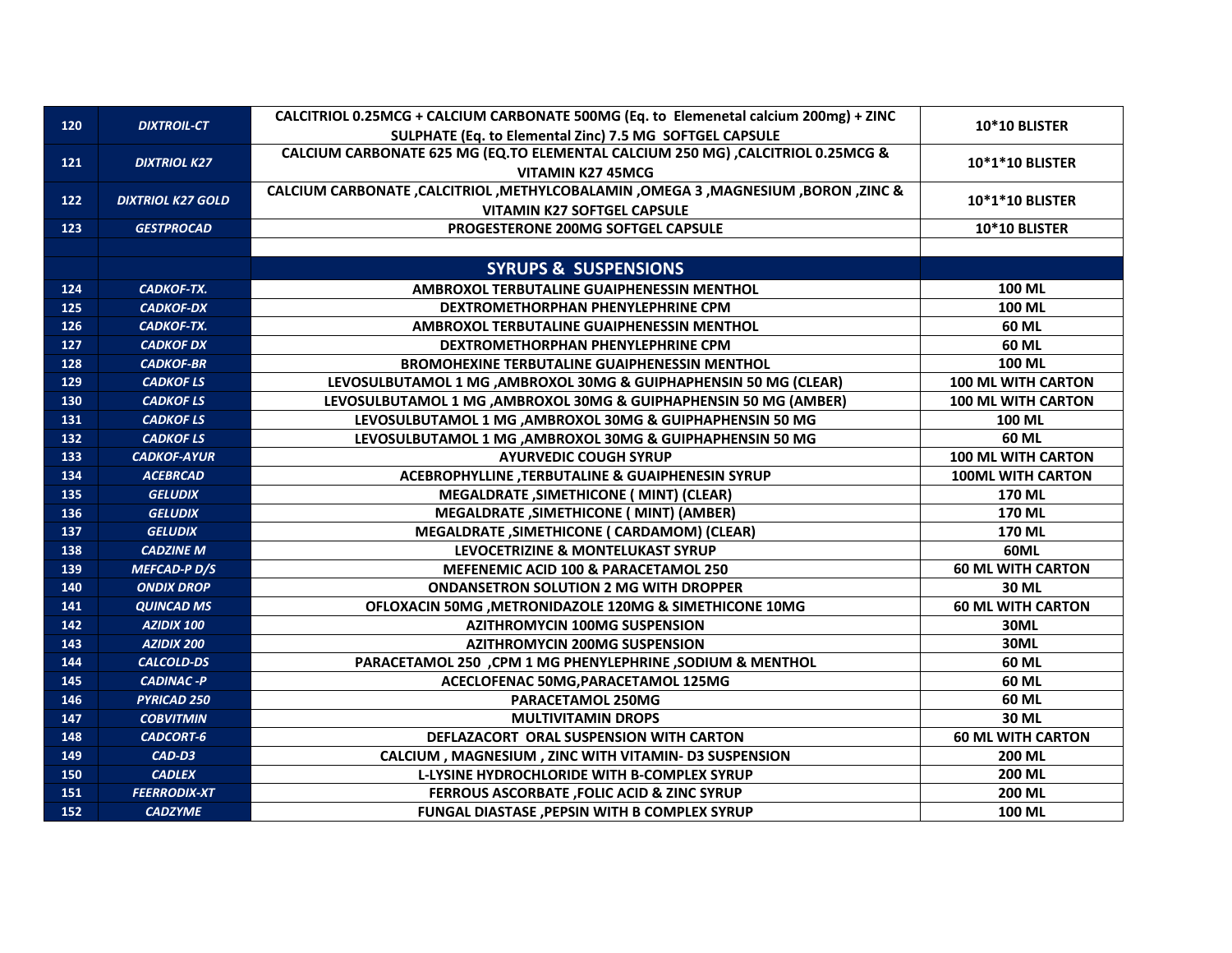| | | | |
|---|---|---|---|
| 120 | *DIXTROIL-CT* | CALCITRIOL 0.25MCG + CALCIUM CARBONATE 500MG (Eq. to Elemenetal calcium 200mg) + ZINC SULPHATE (Eq. to Elemental Zinc) 7.5 MG SOFTGEL CAPSULE | 10*10 BLISTER |
| 121 | *DIXTRIOL K27* | CALCIUM CARBONATE 625 MG (EQ.TO ELEMENTAL CALCIUM 250 MG) ,CALCITRIOL 0.25MCG & VITAMIN K27 45MCG | 10*1*10 BLISTER |
| 122 | *DIXTRIOL K27 GOLD* | CALCIUM CARBONATE ,CALCITRIOL ,METHYLCOBALAMIN ,OMEGA 3 ,MAGNESIUM ,BORON ,ZINC & VITAMIN K27 SOFTGEL CAPSULE | 10*1*10 BLISTER |
| 123 | *GESTPROCAD* | PROGESTERONE 200MG SOFTGEL CAPSULE | 10*10 BLISTER |
| | | | |
| | | **SYRUPS & SUSPENSIONS** | |
| 124 | *CADKOF-TX.* | AMBROXOL TERBUTALINE GUAIPHENESSIN MENTHOL | 100 ML |
| 125 | *CADKOF-DX* | DEXTROMETHORPHAN PHENYLEPHRINE CPM | 100 ML |
| 126 | *CADKOF-TX.* | AMBROXOL TERBUTALINE GUAIPHENESSIN MENTHOL | 60 ML |
| 127 | *CADKOF DX* | DEXTROMETHORPHAN PHENYLEPHRINE CPM | 60 ML |
| 128 | *CADKOF-BR* | BROMOHEXINE TERBUTALINE GUAIPHENESSIN MENTHOL | 100 ML |
| 129 | *CADKOF LS* | LEVOSULBUTAMOL 1 MG ,AMBROXOL 30MG & GUIPHAPHENSIN 50 MG (CLEAR) | 100 ML WITH CARTON |
| 130 | *CADKOF LS* | LEVOSULBUTAMOL 1 MG ,AMBROXOL 30MG & GUIPHAPHENSIN 50 MG (AMBER) | 100 ML WITH CARTON |
| 131 | *CADKOF LS* | LEVOSULBUTAMOL 1 MG ,AMBROXOL 30MG & GUIPHAPHENSIN 50 MG | 100 ML |
| 132 | *CADKOF LS* | LEVOSULBUTAMOL 1 MG ,AMBROXOL 30MG & GUIPHAPHENSIN 50 MG | 60 ML |
| 133 | *CADKOF-AYUR* | AYURVEDIC COUGH SYRUP | 100 ML WITH CARTON |
| 134 | *ACEBRCAD* | ACEBROPHYLLINE ,TERBUTALINE & GUAIPHENESIN SYRUP | 100ML WITH CARTON |
| 135 | *GELUDIX* | MEGALDRATE ,SIMETHICONE ( MINT) (CLEAR) | 170 ML |
| 136 | *GELUDIX* | MEGALDRATE ,SIMETHICONE ( MINT) (AMBER) | 170 ML |
| 137 | *GELUDIX* | MEGALDRATE ,SIMETHICONE ( CARDAMOM) (CLEAR) | 170 ML |
| 138 | *CADZINE M* | LEVOCETRIZINE & MONTELUKAST SYRUP | 60ML |
| 139 | *MEFCAD-P D/S* | MEFENEMIC ACID 100 & PARACETAMOL 250 | 60 ML WITH CARTON |
| 140 | *ONDIX DROP* | ONDANSETRON SOLUTION 2 MG WITH DROPPER | 30 ML |
| 141 | *QUINCAD MS* | OFLOXACIN 50MG ,METRONIDAZOLE 120MG & SIMETHICONE 10MG | 60 ML WITH CARTON |
| 142 | *AZIDIX 100* | AZITHROMYCIN 100MG SUSPENSION | 30ML |
| 143 | *AZIDIX 200* | AZITHROMYCIN 200MG SUSPENSION | 30ML |
| 144 | *CALCOLD-DS* | PARACETAMOL 250 ,CPM 1 MG PHENYLEPHRINE ,SODIUM & MENTHOL | 60 ML |
| 145 | *CADINAC -P* | ACECLOFENAC 50MG,PARACETAMOL 125MG | 60 ML |
| 146 | *PYRICAD 250* | PARACETAMOL 250MG | 60 ML |
| 147 | *COBVITMIN* | MULTIVITAMIN DROPS | 30 ML |
| 148 | *CADCORT-6* | DEFLAZACORT ORAL SUSPENSION WITH CARTON | 60 ML WITH CARTON |
| 149 | *CAD-D3* | CALCIUM , MAGNESIUM , ZINC WITH VITAMIN- D3 SUSPENSION | 200 ML |
| 150 | *CADLEX* | L-LYSINE HYDROCHLORIDE WITH B-COMPLEX SYRUP | 200 ML |
| 151 | *FEERRODIX-XT* | FERROUS ASCORBATE ,FOLIC ACID & ZINC SYRUP | 200 ML |
| 152 | *CADZYME* | FUNGAL DIASTASE ,PEPSIN WITH B COMPLEX SYRUP | 100 ML |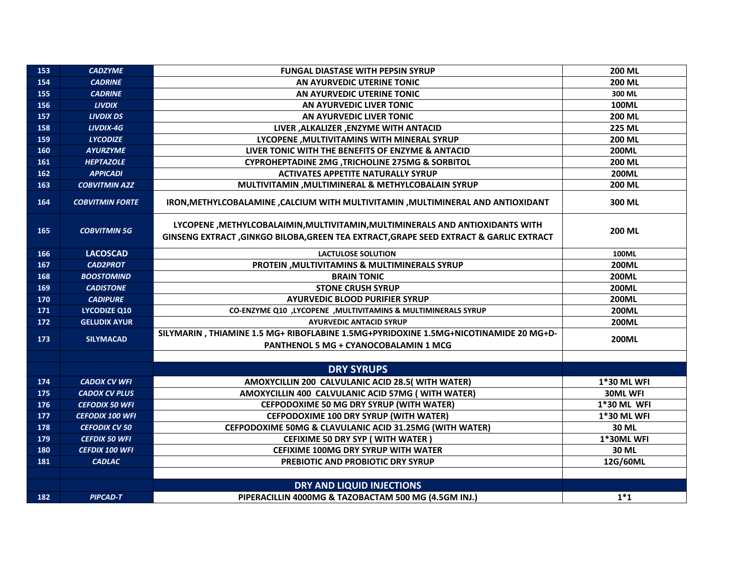| 153 | *CADZYME* | FUNGAL DIASTASE WITH PEPSIN SYRUP | 200 ML |
|---|---|---|---|
| 154 | *CADRINE* | AN AYURVEDIC UTERINE TONIC | 200 ML |
| 155 | *CADRINE* | AN AYURVEDIC UTERINE TONIC | 300 ML |
| 156 | *LIVDIX* | AN AYURVEDIC LIVER TONIC | 100ML |
| 157 | *LIVDIX DS* | AN AYURVEDIC LIVER TONIC | 200 ML |
| 158 | *LIVDIX-4G* | LIVER ,ALKALIZER ,ENZYME WITH ANTACID | 225 ML |
| 159 | *LYCODIZE* | LYCOPENE ,MULTIVITAMINS WITH MINERAL SYRUP | 200 ML |
| 160 | *AYURZYME* | LIVER TONIC WITH THE BENEFITS OF ENZYME & ANTACID | 200ML |
| 161 | *HEPTAZOLE* | CYPROHEPTADINE 2MG ,TRICHOLINE 275MG & SORBITOL | 200 ML |
| 162 | *APPICADI* | ACTIVATES APPETITE NATURALLY SYRUP | 200ML |
| 163 | *COBVITMIN A2Z* | MULTIVITAMIN ,MULTIMINERAL & METHYLCOBALAIN SYRUP | 200 ML |
| 164 | *COBVITMIN FORTE* | IRON,METHYLCOBALAMINE ,CALCIUM WITH MULTIVITAMIN ,MULTIMINERAL AND ANTIOXIDANT | 300 ML |
| 165 | *COBVITMIN 5G* | LYCOPENE ,METHYLCOBALAIMIN,MULTIVITAMIN,MULTIMINERALS AND ANTIOXIDANTS WITH GINSENG EXTRACT ,GINKGO BILOBA,GREEN TEA EXTRACT,GRAPE SEED EXTRACT & GARLIC EXTRACT | 200 ML |
| 166 | LACOSCAD | LACTULOSE SOLUTION | 100ML |
| 167 | *CAD2PROT* | PROTEIN ,MULTIVITAMINS & MULTIMINERALS SYRUP | 200ML |
| 168 | *BOOSTOMIND* | BRAIN TONIC | 200ML |
| 169 | *CADISTONE* | STONE CRUSH SYRUP | 200ML |
| 170 | *CADIPURE* | AYURVEDIC BLOOD PURIFIER SYRUP | 200ML |
| 171 | LYCODIZE Q10 | CO-ENZYME Q10 ,LYCOPENE ,MULTIVITAMINS & MULTIMINERALS SYRUP | 200ML |
| 172 | GELUDIX AYUR | AYURVEDIC ANTACID SYRUP | 200ML |
| 173 | SILYMACAD | SILYMARIN , THIAMINE 1.5 MG+ RIBOFLABINE 1.5MG+PYRIDOXINE 1.5MG+NICOTINAMIDE 20 MG+D-PANTHENOL 5 MG + CYANOCOBALAMIN 1 MCG | 200ML |
| | | | |
| | | **DRY SYRUPS** | |
| 174 | *CADOX CV WFI* | AMOXYCILLIN 200 CALVULANIC ACID 28.5( WITH WATER) | 1*30 ML WFI |
| 175 | *CADOX CV PLUS* | AMOXYCILLIN 400 CALVULANIC ACID 57MG ( WITH WATER) | 30ML WFI |
| 176 | *CEFODIX 50 WFI* | CEFPODOXIME 50 MG DRY SYRUP (WITH WATER) | 1*30 ML WFI |
| 177 | *CEFODIX 100 WFI* | CEFPODOXIME 100 DRY SYRUP (WITH WATER) | 1*30 ML WFI |
| 178 | *CEFODIX CV 50* | CEFPODOXIME 50MG & CLAVULANIC ACID 31.25MG (WITH WATER) | 30 ML |
| 179 | *CEFDIX 50 WFI* | CEFIXIME 50 DRY SYP ( WITH WATER ) | 1*30ML WFI |
| 180 | *CEFDIX 100 WFI* | CEFIXIME 100MG DRY SYRUP WITH WATER | 30 ML |
| 181 | *CADLAC* | PREBIOTIC AND PROBIOTIC DRY SYRUP | 12G/60ML |
| | | | |
| | | **DRY AND LIQUID INJECTIONS** | |
| 182 | *PIPCAD-T* | PIPERACILLIN 4000MG & TAZOBACTAM 500 MG (4.5GM INJ.) | 1*1 |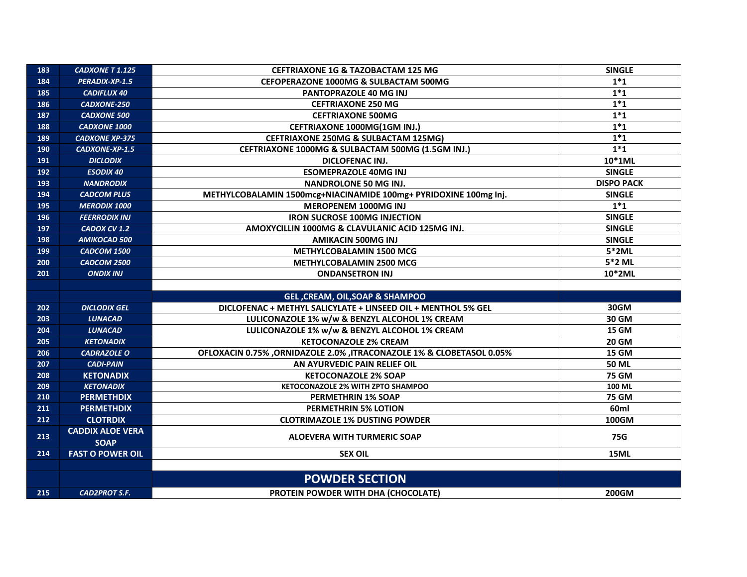| | | | |
|---|---|---|---|
| 183 | *CADXONE T 1.125* | CEFTRIAXONE 1G & TAZOBACTAM 125 MG | SINGLE |
| 184 | *PERADIX-XP-1.5* | CEFOPERAZONE 1000MG & SULBACTAM 500MG | 1*1 |
| 185 | *CADIFLUX 40* | PANTOPRAZOLE 40 MG INJ | 1*1 |
| 186 | *CADXONE-250* | CEFTRIAXONE 250 MG | 1*1 |
| 187 | *CADXONE 500* | CEFTRIAXONE 500MG | 1*1 |
| 188 | *CADXONE 1000* | CEFTRIAXONE 1000MG(1GM INJ.) | 1*1 |
| 189 | *CADXONE XP-375* | CEFTRIAXONE 250MG & SULBACTAM 125MG) | 1*1 |
| 190 | *CADXONE-XP-1.5* | CEFTRIAXONE 1000MG & SULBACTAM 500MG (1.5GM INJ.) | 1*1 |
| 191 | *DICLODIX* | DICLOFENAC INJ. | 10*1ML |
| 192 | *ESODIX 40* | ESOMEPRAZOLE 40MG INJ | SINGLE |
| 193 | *NANDRODIX* | NANDROLONE 50 MG INJ. | DISPO PACK |
| 194 | *CADCOM PLUS* | METHYLCOBALAMIN 1500mcg+NIACINAMIDE 100mg+ PYRIDOXINE 100mg Inj. | SINGLE |
| 195 | *MERODIX 1000* | MEROPENEM 1000MG INJ | 1*1 |
| 196 | *FEERRODIX INJ* | IRON SUCROSE 100MG INJECTION | SINGLE |
| 197 | *CADOX CV 1.2* | AMOXYCILLIN 1000MG & CLAVULANIC ACID 125MG INJ. | SINGLE |
| 198 | *AMIKOCAD 500* | AMIKACIN 500MG INJ | SINGLE |
| 199 | *CADCOM 1500* | METHYLCOBALAMIN 1500 MCG | 5*2ML |
| 200 | *CADCOM 2500* | METHYLCOBALAMIN 2500 MCG | 5*2 ML |
| 201 | *ONDIX INJ* | ONDANSETRON INJ | 10*2ML |
| | | | |
| | | **GEL ,CREAM, OIL,SOAP & SHAMPOO** | |
| 202 | *DICLODIX GEL* | DICLOFENAC + METHYL SALICYLATE + LINSEED OIL + MENTHOL 5% GEL | 30GM |
| 203 | *LUNACAD* | LULICONAZOLE 1% w/w & BENZYL ALCOHOL 1% CREAM | 30 GM |
| 204 | *LUNACAD* | LULICONAZOLE 1% w/w & BENZYL ALCOHOL 1% CREAM | 15 GM |
| 205 | *KETONADIX* | KETOCONAZOLE 2% CREAM | 20 GM |
| 206 | *CADRAZOLE O* | OFLOXACIN 0.75% ,ORNIDAZOLE 2.0% ,ITRACONAZOLE 1% & CLOBETASOL 0.05% | 15 GM |
| 207 | *CADI-PAIN* | AN AYURVEDIC PAIN RELIEF OIL | 50 ML |
| 208 | KETONADIX | KETOCONAZOLE 2% SOAP | 75 GM |
| 209 | *KETONADIX* | KETOCONAZOLE 2% WITH ZPTO SHAMPOO | 100 ML |
| 210 | PERMETHDIX | PERMETHRIN 1% SOAP | 75 GM |
| 211 | PERMETHDIX | PERMETHRIN 5% LOTION | 60ml |
| 212 | CLOTRDIX | CLOTRIMAZOLE 1% DUSTING POWDER | 100GM |
| 213 | CADDIX ALOE VERA SOAP | ALOEVERA WITH TURMERIC SOAP | 75G |
| 214 | FAST O POWER OIL | SEX OIL | 15ML |
| | | | |
| | | **POWDER SECTION** | |
| 215 | *CAD2PROT S.F.* | PROTEIN POWDER WITH DHA (CHOCOLATE) | 200GM |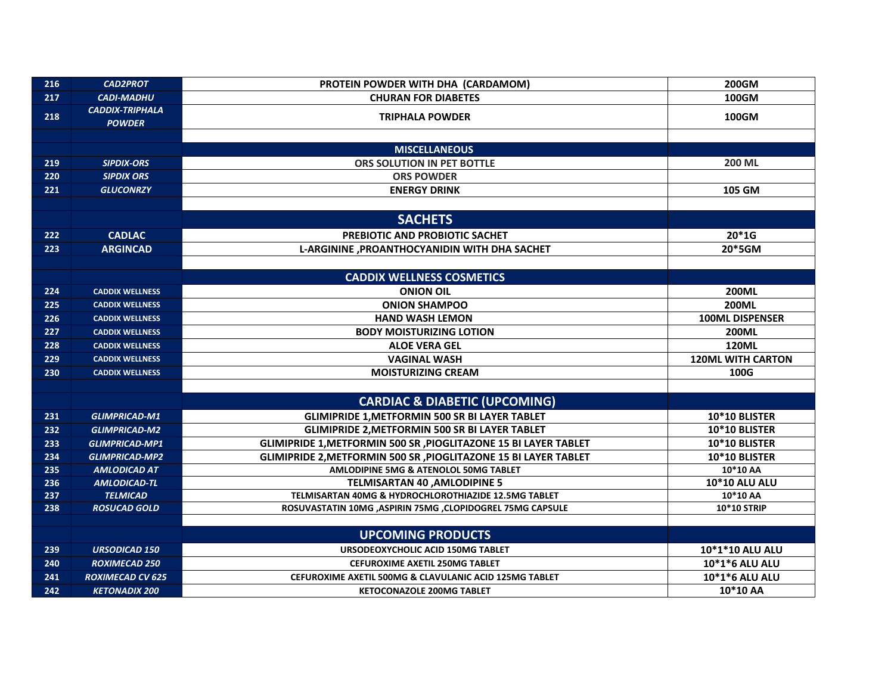| | | | |
|---|---|---|---|
| 216 | *CAD2PROT* | PROTEIN POWDER WITH DHA (CARDAMOM) | 200GM |
| 217 | *CADI-MADHU* | CHURAN FOR DIABETES | 100GM |
| 218 | *CADDIX-TRIPHALA POWDER* | TRIPHALA POWDER | 100GM |
| | | | |
| | | **MISCELLANEOUS** | |
| 219 | *SIPDIX-ORS* | ORS SOLUTION IN PET BOTTLE | 200 ML |
| 220 | *SIPDIX ORS* | ORS POWDER | |
| 221 | *GLUCONRZY* | ENERGY DRINK | 105 GM |
| | | | |
| | | **SACHETS** | |
| 222 | CADLAC | PREBIOTIC AND PROBIOTIC SACHET | 20*1G |
| 223 | ARGINCAD | L-ARGININE ,PROANTHOCYANIDIN WITH DHA SACHET | 20*5GM |
| | | | |
| | | **CADDIX WELLNESS COSMETICS** | |
| 224 | CADDIX WELLNESS | ONION OIL | 200ML |
| 225 | CADDIX WELLNESS | ONION SHAMPOO | 200ML |
| 226 | CADDIX WELLNESS | HAND WASH LEMON | 100ML DISPENSER |
| 227 | CADDIX WELLNESS | BODY MOISTURIZING LOTION | 200ML |
| 228 | CADDIX WELLNESS | ALOE VERA GEL | 120ML |
| 229 | CADDIX WELLNESS | VAGINAL WASH | 120ML WITH CARTON |
| 230 | CADDIX WELLNESS | MOISTURIZING CREAM | 100G |
| | | | |
| | | **CARDIAC & DIABETIC (UPCOMING)** | |
| 231 | *GLIMPRICAD-M1* | GLIMIPRIDE 1,METFORMIN 500 SR BI LAYER TABLET | 10*10 BLISTER |
| 232 | *GLIMPRICAD-M2* | GLIMIPRIDE 2,METFORMIN 500 SR BI LAYER TABLET | 10*10 BLISTER |
| 233 | *GLIMPRICAD-MP1* | GLIMIPRIDE 1,METFORMIN 500 SR ,PIOGLITAZONE 15 BI LAYER TABLET | 10*10 BLISTER |
| 234 | *GLIMPRICAD-MP2* | GLIMIPRIDE 2,METFORMIN 500 SR ,PIOGLITAZONE 15 BI LAYER TABLET | 10*10 BLISTER |
| 235 | *AMLODICAD AT* | AMLODIPINE 5MG & ATENOLOL 50MG TABLET | 10*10 AA |
| 236 | *AMLODICAD-TL* | TELMISARTAN 40 ,AMLODIPINE 5 | 10*10 ALU ALU |
| 237 | *TELMICAD* | TELMISARTAN 40MG & HYDROCHLOROTHIAZIDE 12.5MG TABLET | 10*10 AA |
| 238 | *ROSUCAD GOLD* | ROSUVASTATIN 10MG ,ASPIRIN 75MG ,CLOPIDOGREL 75MG CAPSULE | 10*10 STRIP |
| | | | |
| | | **UPCOMING PRODUCTS** | |
| 239 | *URSODICAD 150* | URSODEOXYCHOLIC ACID 150MG TABLET | 10*1*10 ALU ALU |
| 240 | *ROXIMECAD 250* | CEFUROXIME AXETIL 250MG TABLET | 10*1*6 ALU ALU |
| 241 | *ROXIMECAD CV 625* | CEFUROXIME AXETIL 500MG & CLAVULANIC ACID 125MG TABLET | 10*1*6 ALU ALU |
| 242 | *KETONADIX 200* | KETOCONAZOLE 200MG TABLET | 10*10 AA |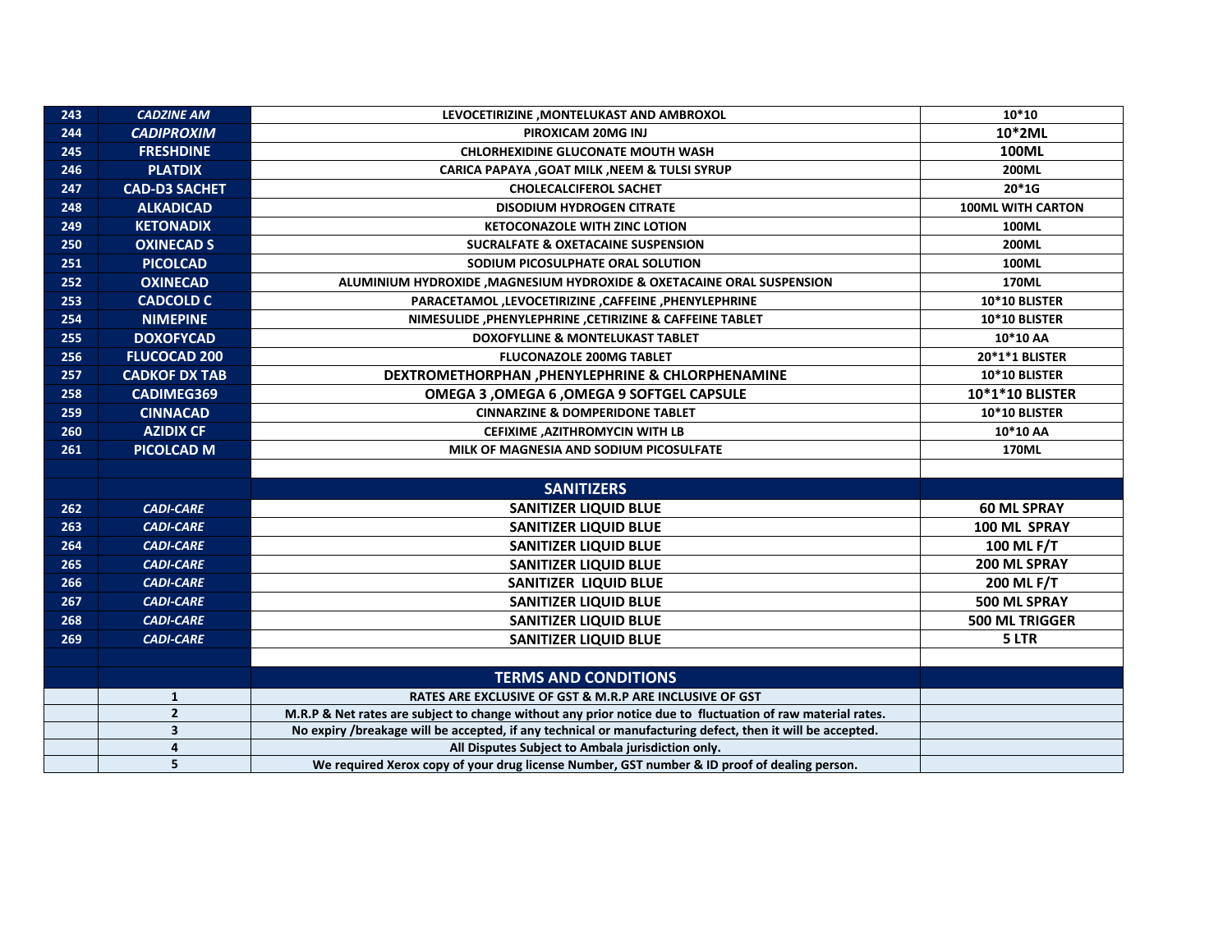| | | | |
|---|---|---|---|
| 243 | *CADZINE AM* | LEVOCETIRIZINE ,MONTELUKAST AND AMBROXOL | 10*10 |
| 244 | *CADIPROXIM* | PIROXICAM 20MG INJ | 10*2ML |
| 245 | FRESHDINE | CHLORHEXIDINE GLUCONATE MOUTH WASH | 100ML |
| 246 | PLATDIX | CARICA PAPAYA ,GOAT MILK ,NEEM & TULSI SYRUP | 200ML |
| 247 | CAD-D3 SACHET | CHOLECALCIFEROL SACHET | 20*1G |
| 248 | ALKADICAD | DISODIUM HYDROGEN CITRATE | 100ML WITH CARTON |
| 249 | KETONADIX | KETOCONAZOLE WITH ZINC LOTION | 100ML |
| 250 | OXINECAD S | SUCRALFATE & OXETACAINE SUSPENSION | 200ML |
| 251 | PICOLCAD | SODIUM PICOSULPHATE ORAL SOLUTION | 100ML |
| 252 | OXINECAD | ALUMINIUM HYDROXIDE ,MAGNESIUM HYDROXIDE & OXETACAINE ORAL SUSPENSION | 170ML |
| 253 | CADCOLD C | PARACETAMOL ,LEVOCETIRIZINE ,CAFFEINE ,PHENYLEPHRINE | 10*10 BLISTER |
| 254 | NIMEPINE | NIMESULIDE ,PHENYLEPHRINE ,CETIRIZINE & CAFFEINE TABLET | 10*10 BLISTER |
| 255 | DOXOFYCAD | DOXOFYLLINE & MONTELUKAST TABLET | 10*10 AA |
| 256 | FLUCOCAD 200 | FLUCONAZOLE 200MG TABLET | 20*1*1 BLISTER |
| 257 | CADKOF DX TAB | DEXTROMETHORPHAN ,PHENYLEPHRINE & CHLORPHENAMINE | 10*10 BLISTER |
| 258 | CADIMEG369 | OMEGA 3 ,OMEGA 6 ,OMEGA 9 SOFTGEL CAPSULE | 10*1*10 BLISTER |
| 259 | CINNACAD | CINNARZINE & DOMPERIDONE TABLET | 10*10 BLISTER |
| 260 | AZIDIX CF | CEFIXIME ,AZITHROMYCIN WITH LB | 10*10 AA |
| 261 | PICOLCAD M | MILK OF MAGNESIA AND SODIUM PICOSULFATE | 170ML |
| | | | |
| | | **SANITIZERS** | |
| 262 | *CADI-CARE* | SANITIZER LIQUID BLUE | 60 ML SPRAY |
| 263 | *CADI-CARE* | SANITIZER LIQUID BLUE | 100 ML SPRAY |
| 264 | *CADI-CARE* | SANITIZER LIQUID BLUE | 100 ML F/T |
| 265 | *CADI-CARE* | SANITIZER LIQUID BLUE | 200 ML SPRAY |
| 266 | *CADI-CARE* | SANITIZER LIQUID BLUE | 200 ML F/T |
| 267 | *CADI-CARE* | SANITIZER LIQUID BLUE | 500 ML SPRAY |
| 268 | *CADI-CARE* | SANITIZER LIQUID BLUE | 500 ML TRIGGER |
| 269 | *CADI-CARE* | SANITIZER LIQUID BLUE | 5 LTR |
| | | | |
| | | **TERMS AND CONDITIONS** | |
| | 1 | RATES ARE EXCLUSIVE OF GST & M.R.P ARE INCLUSIVE OF GST | |
| | 2 | M.R.P & Net rates are subject to change without any prior notice due to fluctuation of raw material rates. | |
| | 3 | No expiry /breakage will be accepted, if any technical or manufacturing defect, then it will be accepted. | |
| | 4 | All Disputes Subject to Ambala jurisdiction only. | |
| | 5 | We required Xerox copy of your drug license Number, GST number & ID proof of dealing person. | |